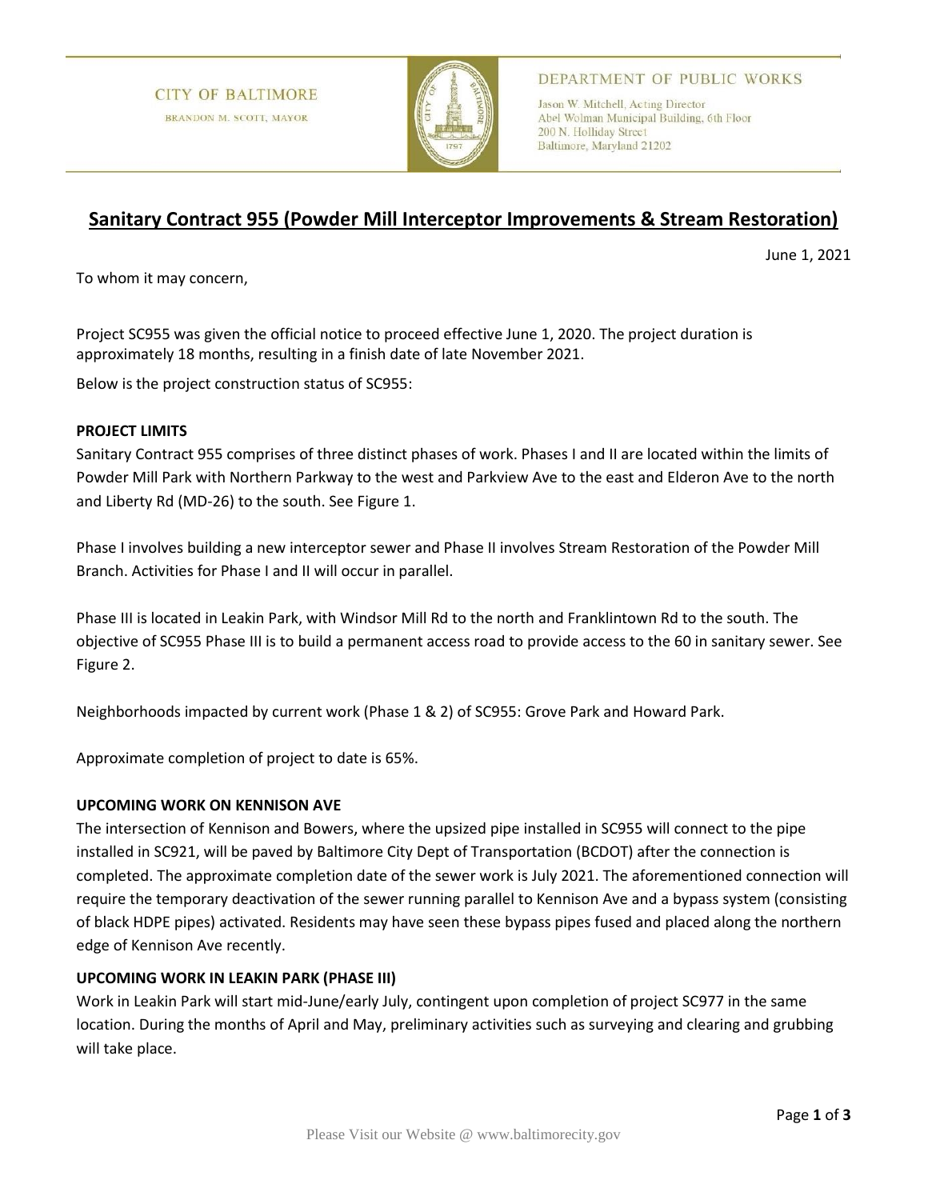CITY OF BALTIMORE
BRANDON M. SCOTT, MAYOR

DEPARTMENT OF PUBLIC WORKS
Jason W. Mitchell, Acting Director
Abel Wolman Municipal Building, 6th Floor
200 N. Holliday Street
Baltimore, Maryland 21202

# Sanitary Contract 955 (Powder Mill Interceptor Improvements & Stream Restoration)

June 1, 2021

To whom it may concern,

Project SC955 was given the official notice to proceed effective June 1, 2020. The project duration is approximately 18 months, resulting in a finish date of late November 2021.

Below is the project construction status of SC955:

**PROJECT LIMITS**

Sanitary Contract 955 comprises of three distinct phases of work. Phases I and II are located within the limits of Powder Mill Park with Northern Parkway to the west and Parkview Ave to the east and Elderon Ave to the north and Liberty Rd (MD-26) to the south. See Figure 1.

Phase I involves building a new interceptor sewer and Phase II involves Stream Restoration of the Powder Mill Branch. Activities for Phase I and II will occur in parallel.

Phase III is located in Leakin Park, with Windsor Mill Rd to the north and Franklintown Rd to the south. The objective of SC955 Phase III is to build a permanent access road to provide access to the 60 in sanitary sewer. See Figure 2.

Neighborhoods impacted by current work (Phase 1 & 2) of SC955: Grove Park and Howard Park.

Approximate completion of project to date is 65%.

**UPCOMING WORK ON KENNISON AVE**

The intersection of Kennison and Bowers, where the upsized pipe installed in SC955 will connect to the pipe installed in SC921, will be paved by Baltimore City Dept of Transportation (BCDOT) after the connection is completed. The approximate completion date of the sewer work is July 2021. The aforementioned connection will require the temporary deactivation of the sewer running parallel to Kennison Ave and a bypass system (consisting of black HDPE pipes) activated. Residents may have seen these bypass pipes fused and placed along the northern edge of Kennison Ave recently.

**UPCOMING WORK IN LEAKIN PARK (PHASE III)**

Work in Leakin Park will start mid-June/early July, contingent upon completion of project SC977 in the same location. During the months of April and May, preliminary activities such as surveying and clearing and grubbing will take place.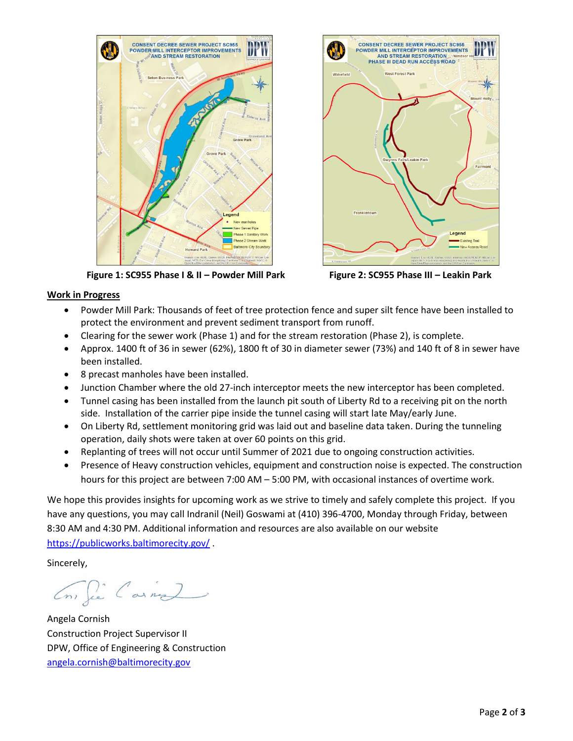**Figure 1: SC955 Phase I & II – Powder Mill Park**

**Figure 2: SC955 Phase III – Leakin Park**

**Work in Progress**

- Powder Mill Park: Thousands of feet of tree protection fence and super silt fence have been installed to protect the environment and prevent sediment transport from runoff.
- Clearing for the sewer work (Phase 1) and for the stream restoration (Phase 2), is complete.
- Approx. 1400 ft of 36 in sewer (62%), 1800 ft of 30 in diameter sewer (73%) and 140 ft of 8 in sewer have been installed.
- 8 precast manholes have been installed.
- Junction Chamber where the old 27-inch interceptor meets the new interceptor has been completed.
- Tunnel casing has been installed from the launch pit south of Liberty Rd to a receiving pit on the north side. Installation of the carrier pipe inside the tunnel casing will start late May/early June.
- On Liberty Rd, settlement monitoring grid was laid out and baseline data taken. During the tunneling operation, daily shots were taken at over 60 points on this grid.
- Replanting of trees will not occur until Summer of 2021 due to ongoing construction activities.
- Presence of Heavy construction vehicles, equipment and construction noise is expected. The construction hours for this project are between 7:00 AM – 5:00 PM, with occasional instances of overtime work.

We hope this provides insights for upcoming work as we strive to timely and safely complete this project. If you have any questions, you may call Indranil (Neil) Goswami at (410) 396-4700, Monday through Friday, between 8:30 AM and 4:30 PM. Additional information and resources are also available on our website https://publicworks.baltimorecity.gov/ .

Sincerely,

Angela Cornish
Construction Project Supervisor II
DPW, Office of Engineering & Construction
angela.cornish@baltimorecity.gov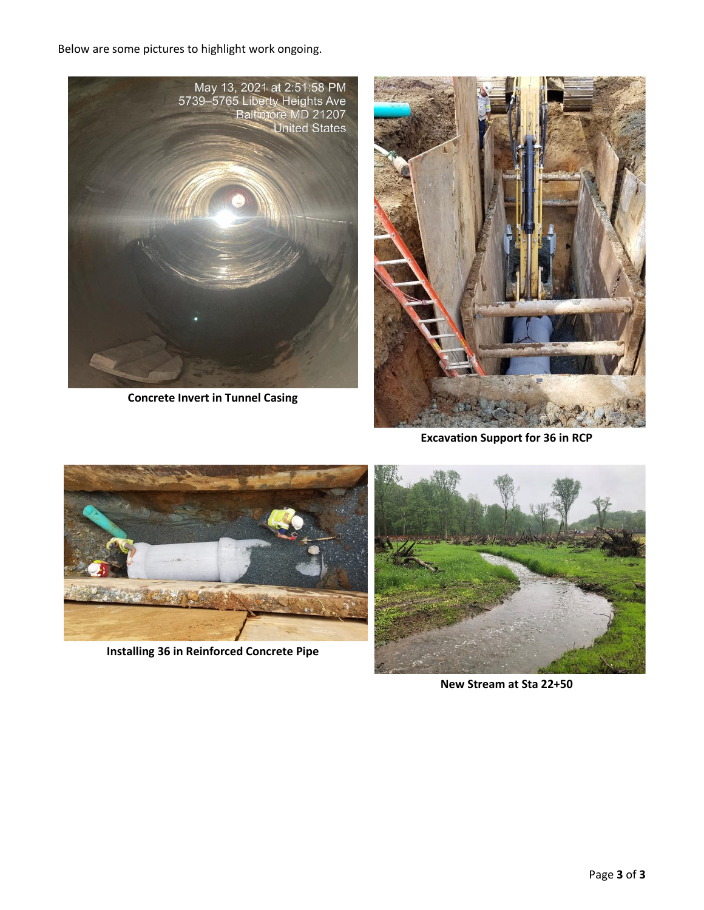Below are some pictures to highlight work ongoing.

**Concrete Invert in Tunnel Casing**

**Excavation Support for 36 in RCP**

**Installing 36 in Reinforced Concrete Pipe**

**New Stream at Sta 22+50**